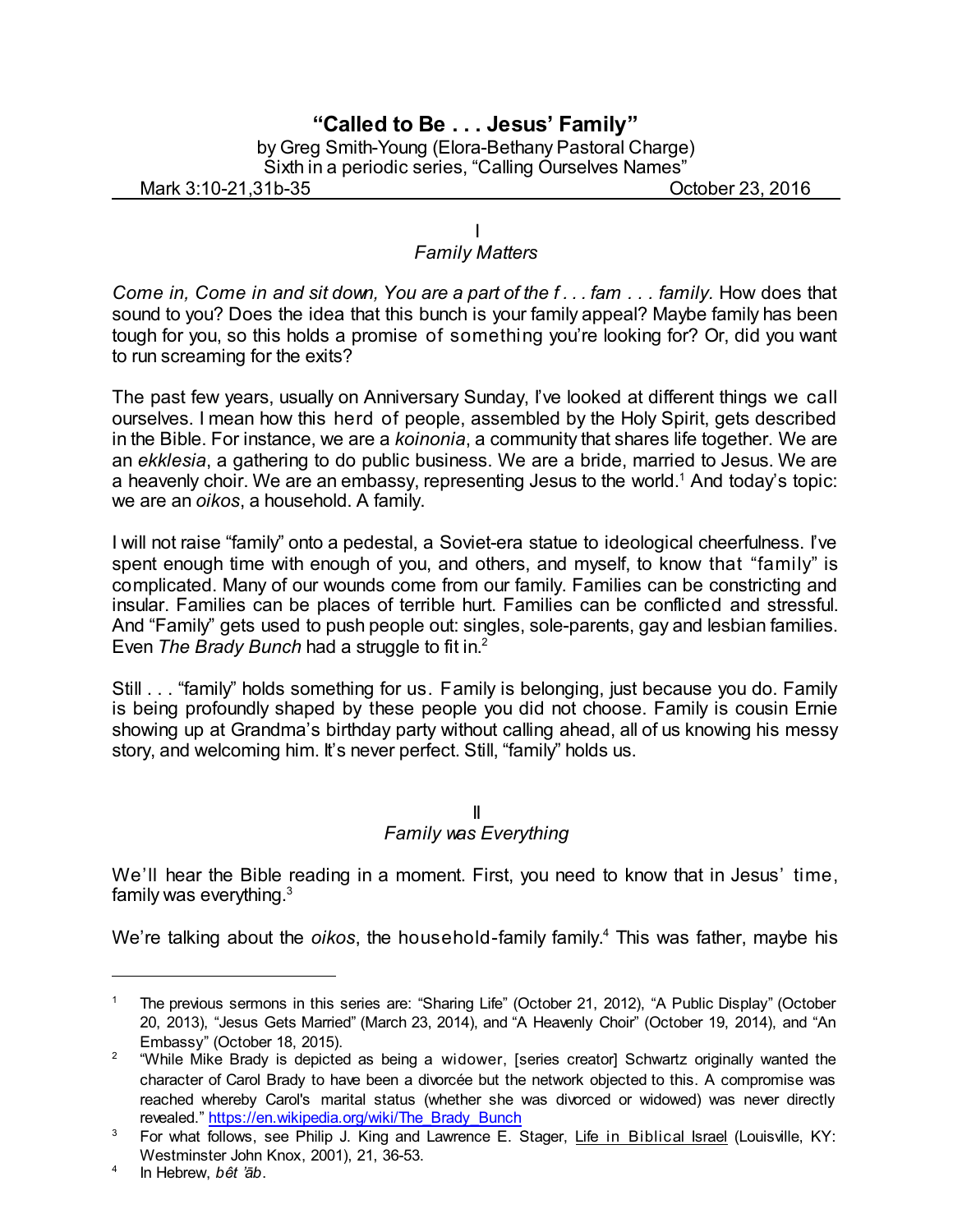# "Called to Be . . . Jesus' Family"

by Greg Smith-Young (Elora-Bethany Pastoral Charge)
Sixth in a periodic series, "Calling Ourselves Names"

Mark 3:10-21,31b-35 — October 23, 2016

## I
### *Family Matters*

*Come in, Come in and sit down, You are a part of the f . . . fam . . . family.* How does that sound to you? Does the idea that this bunch is your family appeal? Maybe family has been tough for you, so this holds a promise of something you're looking for? Or, did you want to run screaming for the exits?

The past few years, usually on Anniversary Sunday, I've looked at different things we call ourselves. I mean how this herd of people, assembled by the Holy Spirit, gets described in the Bible. For instance, we are a *koinonia*, a community that shares life together. We are an *ekklesia*, a gathering to do public business. We are a bride, married to Jesus. We are a heavenly choir. We are an embassy, representing Jesus to the world.[1] And today's topic: we are an *oikos*, a household. A family.

I will not raise "family" onto a pedestal, a Soviet-era statue to ideological cheerfulness. I've spent enough time with enough of you, and others, and myself, to know that "family" is complicated. Many of our wounds come from our family. Families can be constricting and insular. Families can be places of terrible hurt. Families can be conflicted and stressful. And "Family" gets used to push people out: singles, sole-parents, gay and lesbian families. Even *The Brady Bunch* had a struggle to fit in.[2]

Still . . . "family" holds something for us. Family is belonging, just because you do. Family is being profoundly shaped by these people you did not choose. Family is cousin Ernie showing up at Grandma's birthday party without calling ahead, all of us knowing his messy story, and welcoming him. It's never perfect. Still, "family" holds us.

## II
### *Family was Everything*

We'll hear the Bible reading in a moment. First, you need to know that in Jesus' time, family was everything.[3]

We're talking about the *oikos*, the household-family family.[4] This was father, maybe his

---

[1] The previous sermons in this series are: "Sharing Life" (October 21, 2012), "A Public Display" (October 20, 2013), "Jesus Gets Married" (March 23, 2014), and "A Heavenly Choir" (October 19, 2014), and "An Embassy" (October 18, 2015).

[2] "While Mike Brady is depicted as being a widower, [series creator] Schwartz originally wanted the character of Carol Brady to have been a divorcée but the network objected to this. A compromise was reached whereby Carol's marital status (whether she was divorced or widowed) was never directly revealed." https://en.wikipedia.org/wiki/The_Brady_Bunch

[3] For what follows, see Philip J. King and Lawrence E. Stager, Life in Biblical Israel (Louisville, KY: Westminster John Knox, 2001), 21, 36-53.

[4] In Hebrew, *bêt 'āb*.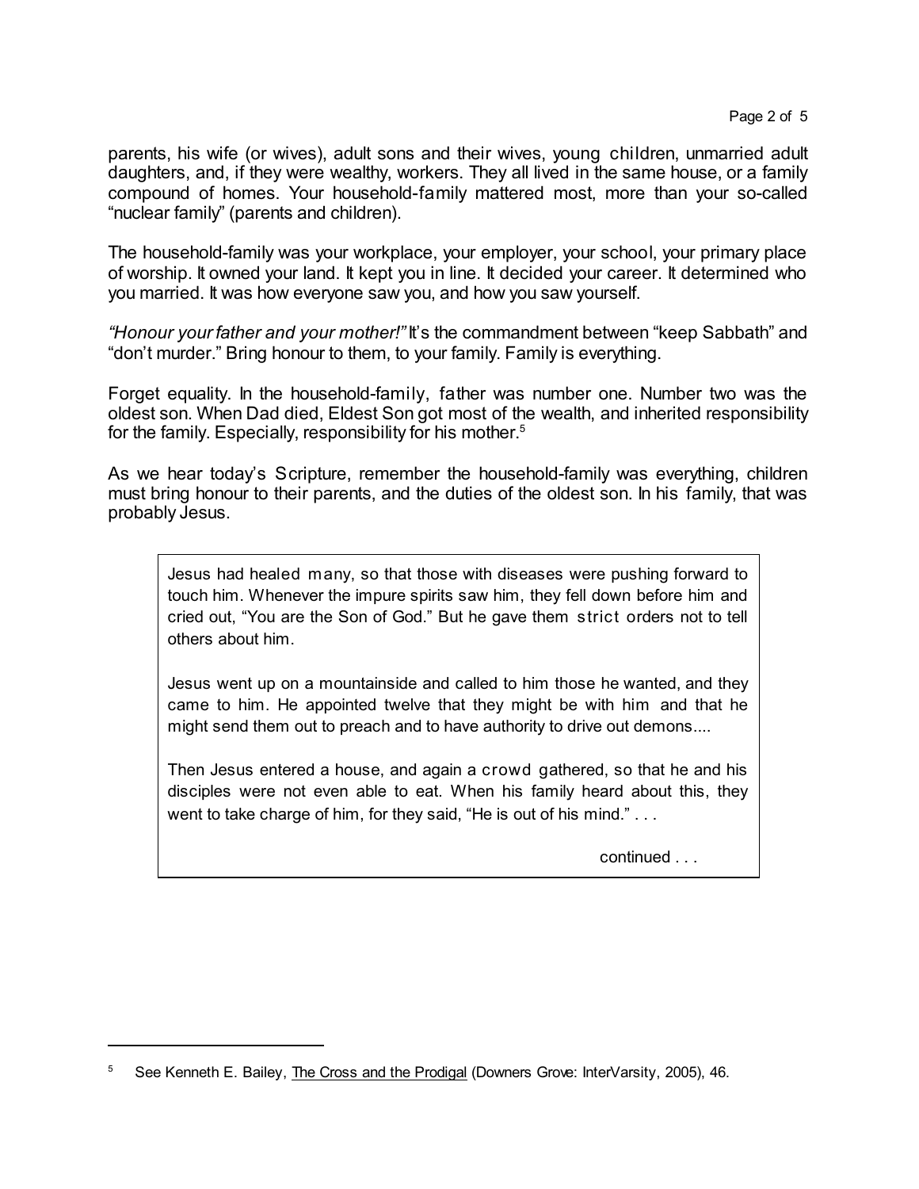parents, his wife (or wives), adult sons and their wives, young children, unmarried adult daughters, and, if they were wealthy, workers. They all lived in the same house, or a family compound of homes. Your household-family mattered most, more than your so-called "nuclear family" (parents and children).

The household-family was your workplace, your employer, your school, your primary place of worship. It owned your land. It kept you in line. It decided your career. It determined who you married. It was how everyone saw you, and how you saw yourself.

*"Honour your father and your mother!"* It's the commandment between "keep Sabbath" and "don't murder." Bring honour to them, to your family. Family is everything.

Forget equality. In the household-family, father was number one. Number two was the oldest son. When Dad died, Eldest Son got most of the wealth, and inherited responsibility for the family. Especially, responsibility for his mother.[5]

As we hear today's Scripture, remember the household-family was everything, children must bring honour to their parents, and the duties of the oldest son. In his family, that was probably Jesus.

> Jesus had healed many, so that those with diseases were pushing forward to touch him. Whenever the impure spirits saw him, they fell down before him and cried out, "You are the Son of God." But he gave them strict orders not to tell others about him.
>
> Jesus went up on a mountainside and called to him those he wanted, and they came to him. He appointed twelve that they might be with him and that he might send them out to preach and to have authority to drive out demons....
>
> Then Jesus entered a house, and again a crowd gathered, so that he and his disciples were not even able to eat. When his family heard about this, they went to take charge of him, for they said, "He is out of his mind." . . .
>
> continued . . .

---

[5] See Kenneth E. Bailey, The Cross and the Prodigal (Downers Grove: InterVarsity, 2005), 46.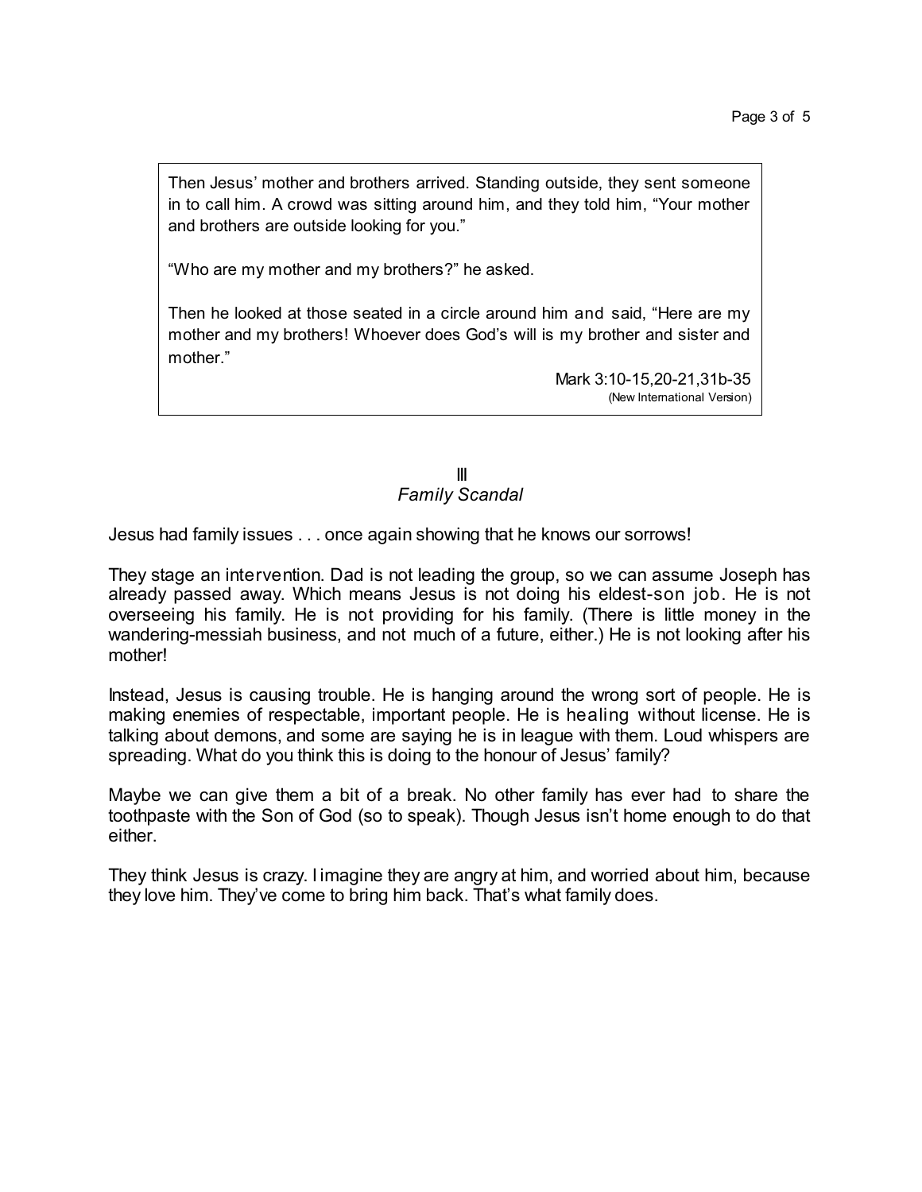> Then Jesus' mother and brothers arrived. Standing outside, they sent someone in to call him. A crowd was sitting around him, and they told him, "Your mother and brothers are outside looking for you."
>
> "Who are my mother and my brothers?" he asked.
>
> Then he looked at those seated in a circle around him and said, "Here are my mother and my brothers! Whoever does God's will is my brother and sister and mother."
>
> Mark 3:10-15,20-21,31b-35
> (New International Version)

## III
### *Family Scandal*

Jesus had family issues . . . once again showing that he knows our sorrows!

They stage an intervention. Dad is not leading the group, so we can assume Joseph has already passed away. Which means Jesus is not doing his eldest-son job. He is not overseeing his family. He is not providing for his family. (There is little money in the wandering-messiah business, and not much of a future, either.) He is not looking after his mother!

Instead, Jesus is causing trouble. He is hanging around the wrong sort of people. He is making enemies of respectable, important people. He is healing without license. He is talking about demons, and some are saying he is in league with them. Loud whispers are spreading. What do you think this is doing to the honour of Jesus' family?

Maybe we can give them a bit of a break. No other family has ever had to share the toothpaste with the Son of God (so to speak). Though Jesus isn't home enough to do that either.

They think Jesus is crazy. I imagine they are angry at him, and worried about him, because they love him. They've come to bring him back. That's what family does.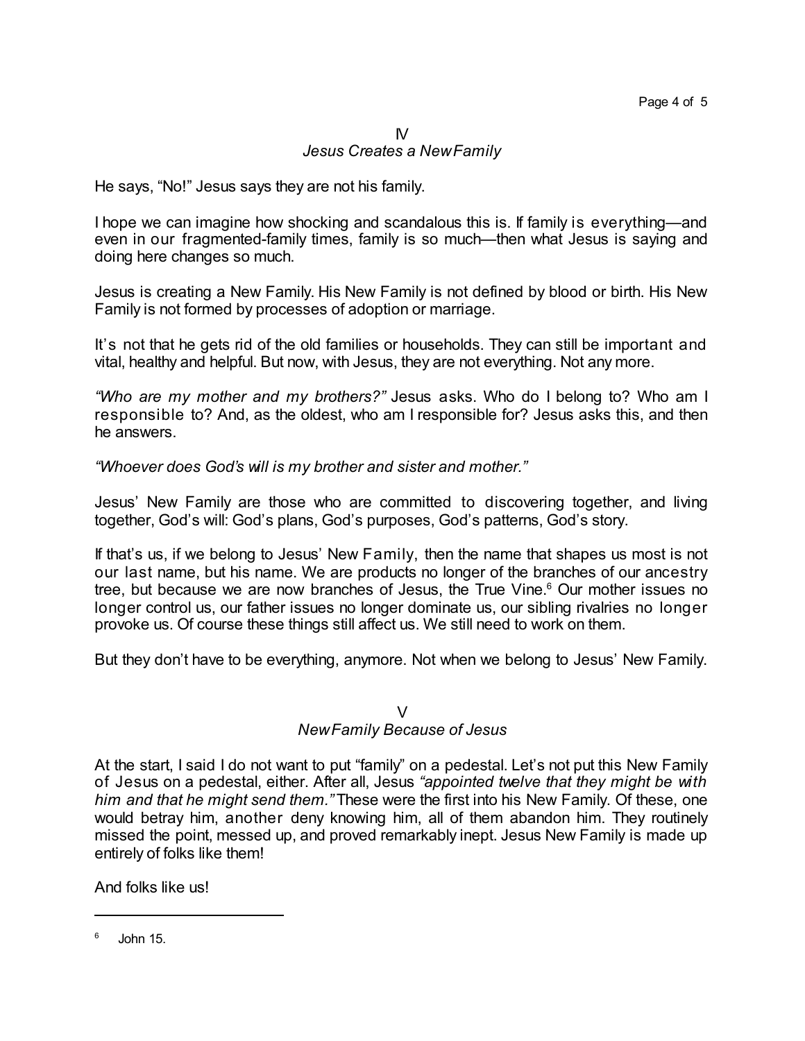## IV

### *Jesus Creates a New Family*

He says, "No!" Jesus says they are not his family.

I hope we can imagine how shocking and scandalous this is. If family is everything—and even in our fragmented-family times, family is so much—then what Jesus is saying and doing here changes so much.

Jesus is creating a New Family. His New Family is not defined by blood or birth. His New Family is not formed by processes of adoption or marriage.

It's not that he gets rid of the old families or households. They can still be important and vital, healthy and helpful. But now, with Jesus, they are not everything. Not any more.

*"Who are my mother and my brothers?"* Jesus asks. Who do I belong to? Who am I responsible to? And, as the oldest, who am I responsible for? Jesus asks this, and then he answers.

*"Whoever does God's will is my brother and sister and mother."*

Jesus' New Family are those who are committed to discovering together, and living together, God's will: God's plans, God's purposes, God's patterns, God's story.

If that's us, if we belong to Jesus' New Family, then the name that shapes us most is not our last name, but his name. We are products no longer of the branches of our ancestry tree, but because we are now branches of Jesus, the True Vine.[6] Our mother issues no longer control us, our father issues no longer dominate us, our sibling rivalries no longer provoke us. Of course these things still affect us. We still need to work on them.

But they don't have to be everything, anymore. Not when we belong to Jesus' New Family.

## V

### *New Family Because of Jesus*

At the start, I said I do not want to put "family" on a pedestal. Let's not put this New Family of Jesus on a pedestal, either. After all, Jesus *"appointed twelve that they might be with him and that he might send them."* These were the first into his New Family. Of these, one would betray him, another deny knowing him, all of them abandon him. They routinely missed the point, messed up, and proved remarkably inept. Jesus New Family is made up entirely of folks like them!

And folks like us!

---

[6] John 15.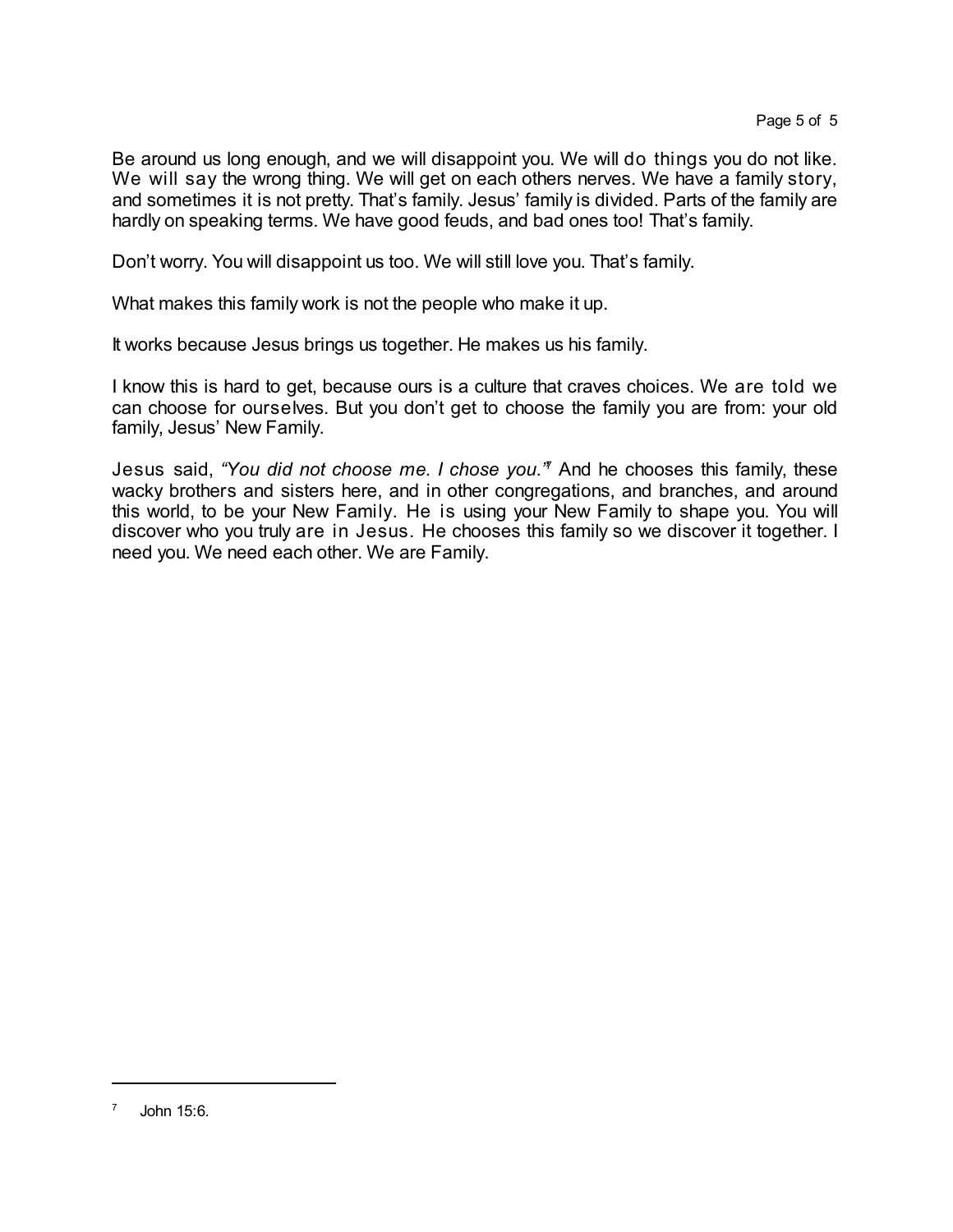Be around us long enough, and we will disappoint you. We will do things you do not like. We will say the wrong thing. We will get on each others nerves. We have a family story, and sometimes it is not pretty. That's family. Jesus' family is divided. Parts of the family are hardly on speaking terms. We have good feuds, and bad ones too! That's family.

Don't worry. You will disappoint us too. We will still love you. That's family.

What makes this family work is not the people who make it up.

It works because Jesus brings us together. He makes us his family.

I know this is hard to get, because ours is a culture that craves choices. We are told we can choose for ourselves. But you don't get to choose the family you are from: your old family, Jesus' New Family.

Jesus said, *"You did not choose me. I chose you."*[7] And he chooses this family, these wacky brothers and sisters here, and in other congregations, and branches, and around this world, to be your New Family. He is using your New Family to shape you. You will discover who you truly are in Jesus. He chooses this family so we discover it together. I need you. We need each other. We are Family.

---

[7] John 15:6.